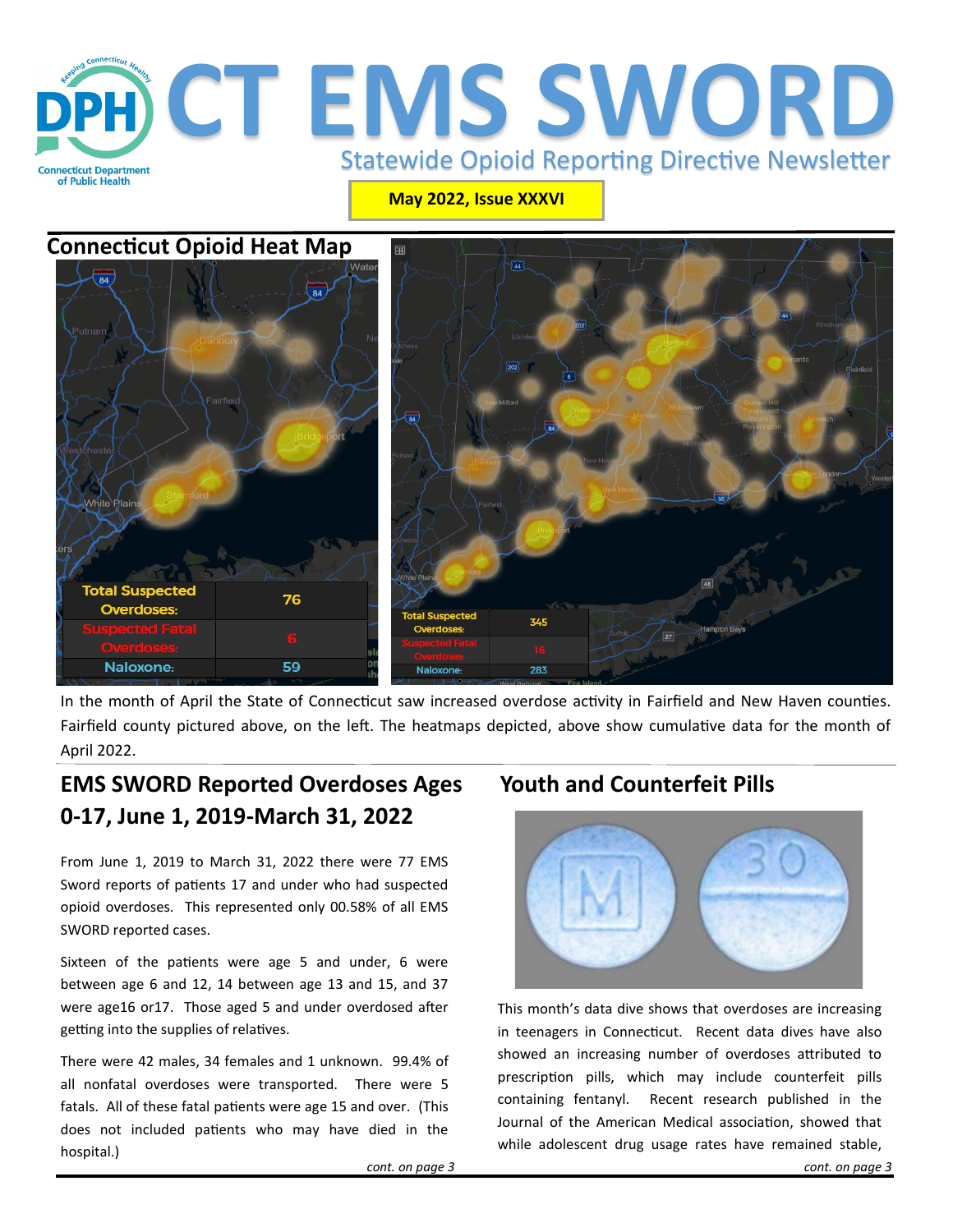# CT EMS SWORD

Statewide Opioid Reporting Directive Newsletter

**May 2022, Issue XXXVI**

## Connecticut Opioid Heat Map

| Total Suspected Overdoses: | 76 |
|---|---|
| Suspected Fatal Overdoses: | 6 |
| Naloxone: | 59 |

| Total Suspected Overdoses: | 345 |
|---|---|
| Suspected Fatal Overdoses: | 16 |
| Naloxone: | 283 |

In the month of April the State of Connecticut saw increased overdose activity in Fairfield and New Haven counties. Fairfield county pictured above, on the left. The heatmaps depicted, above show cumulative data for the month of April 2022.

## EMS SWORD Reported Overdoses Ages 0-17, June 1, 2019-March 31, 2022

From June 1, 2019 to March 31, 2022 there were 77 EMS Sword reports of patients 17 and under who had suspected opioid overdoses. This represented only 00.58% of all EMS SWORD reported cases.

Sixteen of the patients were age 5 and under, 6 were between age 6 and 12, 14 between age 13 and 15, and 37 were age16 or17. Those aged 5 and under overdosed after getting into the supplies of relatives.

There were 42 males, 34 females and 1 unknown. 99.4% of all nonfatal overdoses were transported. There were 5 fatals. All of these fatal patients were age 15 and over. (This does not included patients who may have died in the hospital.)

*cont. on page 3*

## Youth and Counterfeit Pills

This month's data dive shows that overdoses are increasing in teenagers in Connecticut. Recent data dives have also showed an increasing number of overdoses attributed to prescription pills, which may include counterfeit pills containing fentanyl. Recent research published in the Journal of the American Medical association, showed that while adolescent drug usage rates have remained stable,

*cont. on page 3*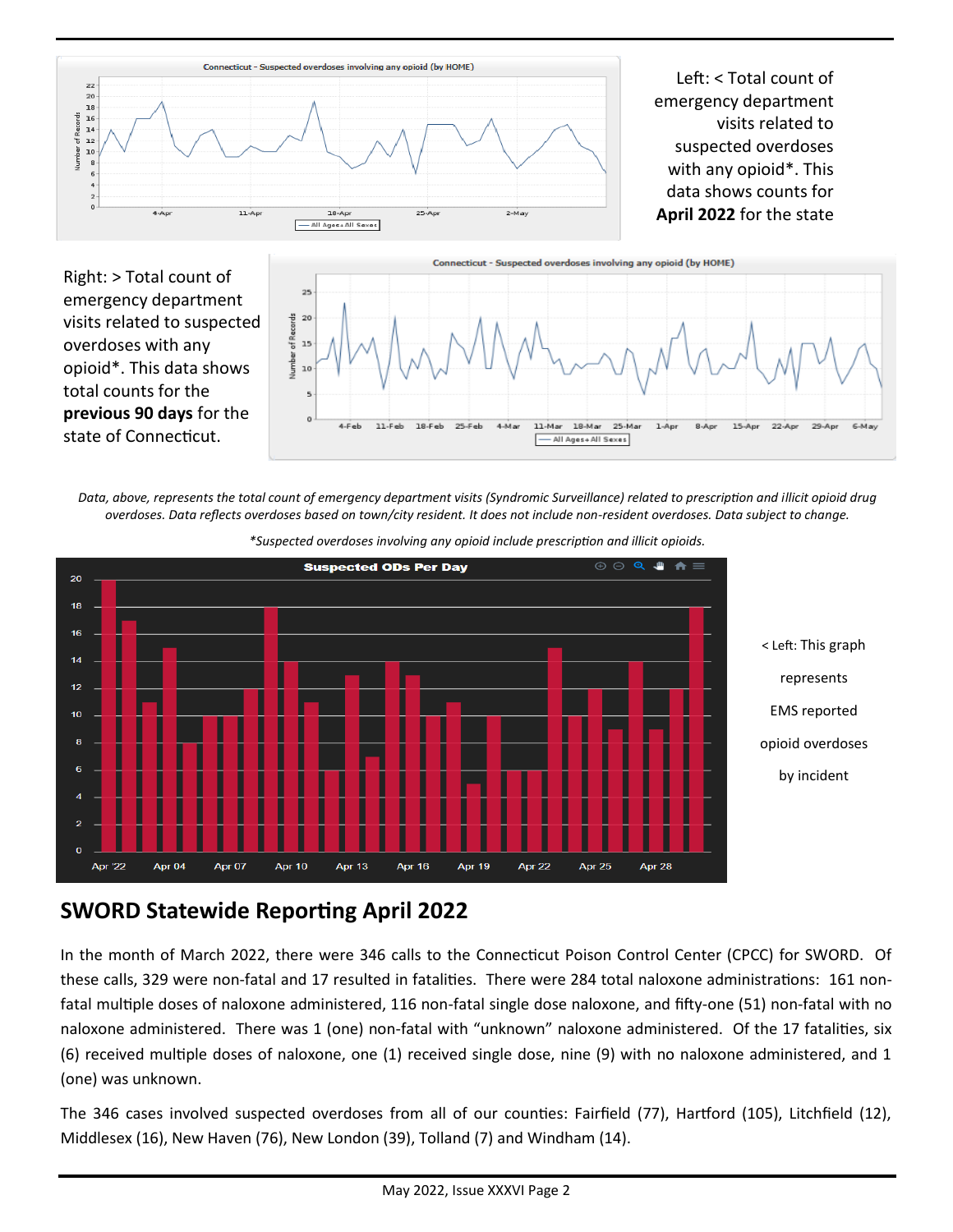Left: < Total count of emergency department visits related to suspected overdoses with any opioid*. This data shows counts for **April 2022** for the state

Right: > Total count of emergency department visits related to suspected overdoses with any opioid*. This data shows total counts for the **previous 90 days** for the state of Connecticut.

*Data, above, represents the total count of emergency department visits (Syndromic Surveillance) related to prescription and illicit opioid drug overdoses. Data reflects overdoses based on town/city resident. It does not include non-resident overdoses. Data subject to change.*

**Suspected overdoses involving any opioid include prescription and illicit opioids.*

< Left: This graph represents EMS reported opioid overdoses by incident

## SWORD Statewide Reporting April 2022

In the month of March 2022, there were 346 calls to the Connecticut Poison Control Center (CPCC) for SWORD. Of these calls, 329 were non-fatal and 17 resulted in fatalities. There were 284 total naloxone administrations: 161 non-fatal multiple doses of naloxone administered, 116 non-fatal single dose naloxone, and fifty-one (51) non-fatal with no naloxone administered. There was 1 (one) non-fatal with "unknown" naloxone administered. Of the 17 fatalities, six (6) received multiple doses of naloxone, one (1) received single dose, nine (9) with no naloxone administered, and 1 (one) was unknown.

The 346 cases involved suspected overdoses from all of our counties: Fairfield (77), Hartford (105), Litchfield (12), Middlesex (16), New Haven (76), New London (39), Tolland (7) and Windham (14).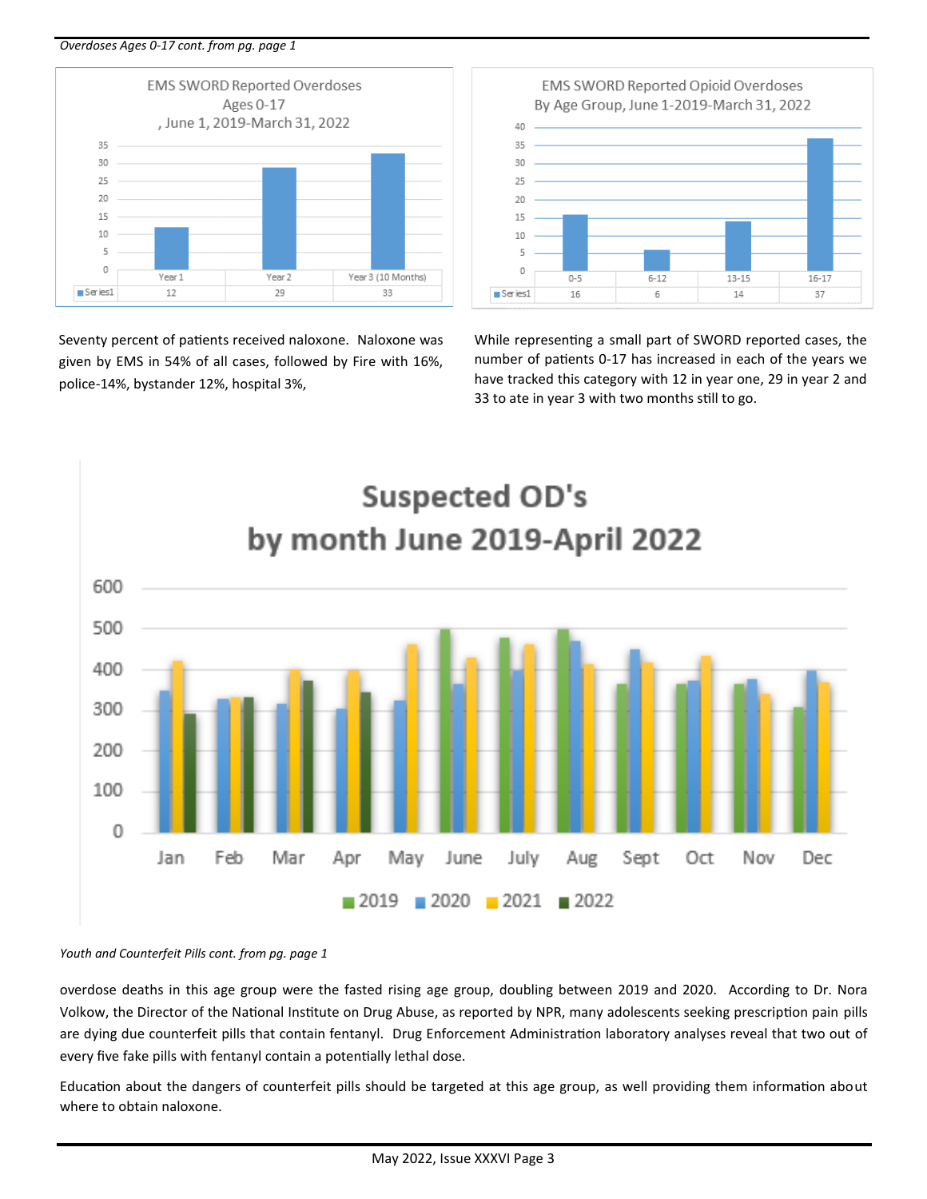*Overdoses Ages 0-17 cont. from pg. page 1*

**EMS SWORD Reported Overdoses Ages 0-17 , June 1, 2019-March 31, 2022**

| | Year 1 | Year 2 | Year 3 (10 Months) |
|---|---|---|---|
| Series1 | 12 | 29 | 33 |

**EMS SWORD Reported Opioid Overdoses By Age Group, June 1-2019-March 31, 2022**

| | 0-5 | 6-12 | 13-15 | 16-17 |
|---|---|---|---|---|
| Series1 | 16 | 6 | 14 | 37 |

Seventy percent of patients received naloxone. Naloxone was given by EMS in 54% of all cases, followed by Fire with 16%, police-14%, bystander 12%, hospital 3%,

While representing a small part of SWORD reported cases, the number of patients 0-17 has increased in each of the years we have tracked this category with 12 in year one, 29 in year 2 and 33 to ate in year 3 with two months still to go.

**Suspected OD's by month June 2019-April 2022**

*Youth and Counterfeit Pills cont. from pg. page 1*

overdose deaths in this age group were the fasted rising age group, doubling between 2019 and 2020. According to Dr. Nora Volkow, the Director of the National Institute on Drug Abuse, as reported by NPR, many adolescents seeking prescription pain pills are dying due counterfeit pills that contain fentanyl. Drug Enforcement Administration laboratory analyses reveal that two out of every five fake pills with fentanyl contain a potentially lethal dose.

Education about the dangers of counterfeit pills should be targeted at this age group, as well providing them information about where to obtain naloxone.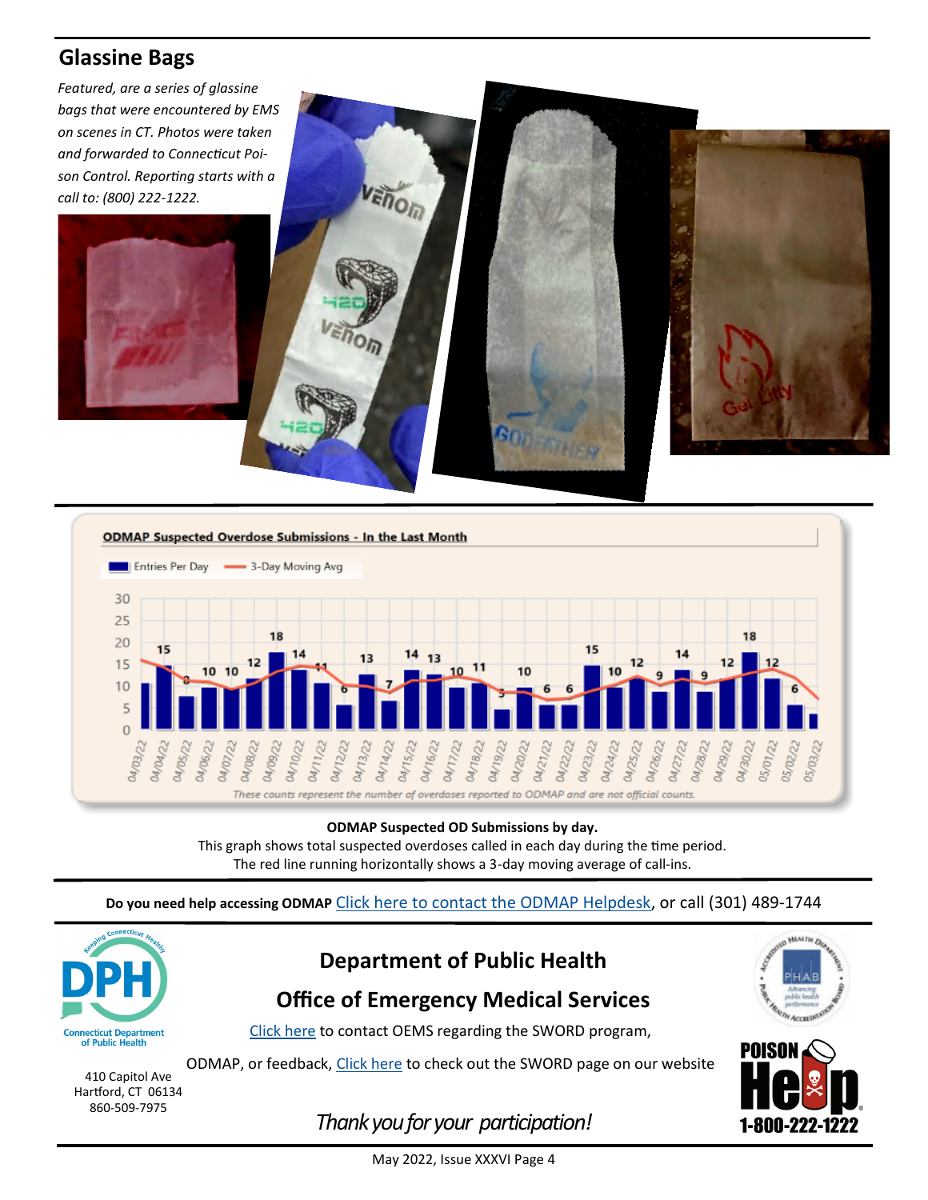## Glassine Bags

*Featured, are a series of glassine bags that were encountered by EMS on scenes in CT. Photos were taken and forwarded to Connecticut Poison Control. Reporting starts with a call to: (800) 222-1222.*

**ODMAP Suspected Overdose Submissions - In the Last Month**

Entries Per Day
3-Day Moving Avg

30
25
20
15
10
5
0

15 8 10 10 12 18 14 11 6 13 7 14 13 10 11 5 10 6 6 15 10 12 9 14 9 12 18 12 6

04/03/22 04/04/22 04/05/22 04/06/22 04/07/22 04/08/22 04/09/22 04/10/22 04/11/22 04/12/22 04/13/22 04/14/22 04/15/22 04/16/22 04/17/22 04/18/22 04/19/22 04/20/22 04/21/22 04/22/22 04/23/22 04/24/22 04/25/22 04/26/22 04/27/22 04/28/22 04/29/22 04/30/22 05/01/22 05/02/22 05/03/22

*These counts represent the number of overdoses reported to ODMAP and are not official counts.*

**ODMAP Suspected OD Submissions by day.**
This graph shows total suspected overdoses called in each day during the time period.
The red line running horizontally shows a 3-day moving average of call-ins.

**Do you need help accessing ODMAP** Click here to contact the ODMAP Helpdesk, or call (301) 489-1744

## Department of Public Health

## Office of Emergency Medical Services

Click here to contact OEMS regarding the SWORD program, ODMAP, or feedback, Click here to check out the SWORD page on our website

410 Capitol Ave
Hartford, CT 06134
860-509-7975

*Thank you for your participation!*

POISON Help 1-800-222-1222